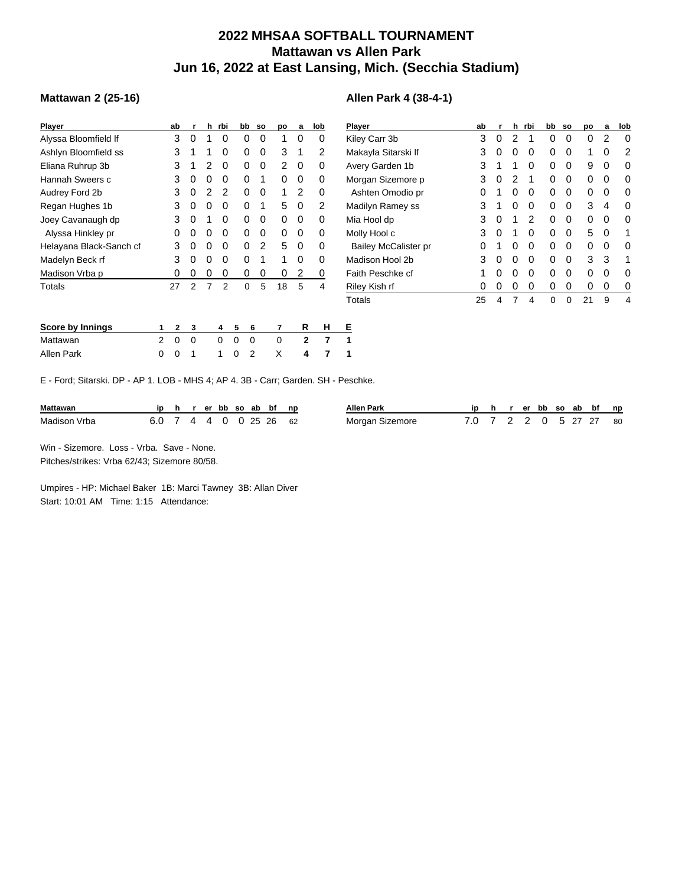# 2022 MHSAA SOFTBALL TOURNAMENT
## Mattawan vs Allen Park
## Jun 16, 2022 at East Lansing, Mich. (Secchia Stadium)

### Mattawan 2 (25-16)

| Player | ab | r | h | rbi | bb | so | po | a | lob |
|---|---|---|---|---|---|---|---|---|---|
| Alyssa Bloomfield lf | 3 | 0 | 1 | 0 | 0 | 0 | 1 | 0 | 0 |
| Ashlyn Bloomfield ss | 3 | 1 | 1 | 0 | 0 | 0 | 3 | 1 | 2 |
| Eliana Ruhrup 3b | 3 | 1 | 2 | 0 | 0 | 0 | 2 | 0 | 0 |
| Hannah Sweers c | 3 | 0 | 0 | 0 | 0 | 1 | 0 | 0 | 0 |
| Audrey Ford 2b | 3 | 0 | 2 | 2 | 0 | 0 | 1 | 2 | 0 |
| Regan Hughes 1b | 3 | 0 | 0 | 0 | 0 | 1 | 5 | 0 | 2 |
| Joey Cavanaugh dp | 3 | 0 | 1 | 0 | 0 | 0 | 0 | 0 | 0 |
| Alyssa Hinkley pr | 0 | 0 | 0 | 0 | 0 | 0 | 0 | 0 | 0 |
| Helayana Black-Sanch cf | 3 | 0 | 0 | 0 | 0 | 2 | 5 | 0 | 0 |
| Madelyn Beck rf | 3 | 0 | 0 | 0 | 0 | 1 | 1 | 0 | 0 |
| Madison Vrba p | 0 | 0 | 0 | 0 | 0 | 0 | 0 | 2 | 0 |
| Totals | 27 | 2 | 7 | 2 | 0 | 5 | 18 | 5 | 4 |

### Allen Park 4 (38-4-1)

| Player | ab | r | h | rbi | bb | so | po | a | lob |
|---|---|---|---|---|---|---|---|---|---|
| Kiley Carr 3b | 3 | 0 | 2 | 1 | 0 | 0 | 0 | 2 | 0 |
| Makayla Sitarski lf | 3 | 0 | 0 | 0 | 0 | 0 | 1 | 0 | 2 |
| Avery Garden 1b | 3 | 1 | 1 | 0 | 0 | 0 | 9 | 0 | 0 |
| Morgan Sizemore p | 3 | 0 | 2 | 1 | 0 | 0 | 0 | 0 | 0 |
| Ashten Omodio pr | 0 | 1 | 0 | 0 | 0 | 0 | 0 | 0 | 0 |
| Madilyn Ramey ss | 3 | 1 | 0 | 0 | 0 | 0 | 3 | 4 | 0 |
| Mia Hool dp | 3 | 0 | 1 | 2 | 0 | 0 | 0 | 0 | 0 |
| Molly Hool c | 3 | 0 | 1 | 0 | 0 | 0 | 5 | 0 | 1 |
| Bailey McCalister pr | 0 | 1 | 0 | 0 | 0 | 0 | 0 | 0 | 0 |
| Madison Hool 2b | 3 | 0 | 0 | 0 | 0 | 0 | 3 | 3 | 1 |
| Faith Peschke cf | 1 | 0 | 0 | 0 | 0 | 0 | 0 | 0 | 0 |
| Riley Kish rf | 0 | 0 | 0 | 0 | 0 | 0 | 0 | 0 | 0 |
| Totals | 25 | 4 | 7 | 4 | 0 | 0 | 21 | 9 | 4 |

| Score by Innings | 1 | 2 | 3 | 4 | 5 | 6 | 7 | R | H | E |
|---|---|---|---|---|---|---|---|---|---|---|
| Mattawan | 2 | 0 | 0 | 0 | 0 | 0 | 0 | 2 | 7 | 1 |
| Allen Park | 0 | 0 | 1 | 1 | 0 | 2 | X | 4 | 7 | 1 |

E - Ford; Sitarski. DP - AP 1. LOB - MHS 4; AP 4. 3B - Carr; Garden. SH - Peschke.

| Mattawan | ip | h | r | er | bb | so | ab | bf | np |
|---|---|---|---|---|---|---|---|---|---|
| Madison Vrba | 6.0 | 7 | 4 | 4 | 0 | 0 | 25 | 26 | 62 |

| Allen Park | ip | h | r | er | bb | so | ab | bf | np |
|---|---|---|---|---|---|---|---|---|---|
| Morgan Sizemore | 7.0 | 7 | 2 | 2 | 0 | 5 | 27 | 27 | 80 |

Win - Sizemore. Loss - Vrba. Save - None.
Pitches/strikes: Vrba 62/43; Sizemore 80/58.

Umpires - HP: Michael Baker 1B: Marci Tawney 3B: Allan Diver
Start: 10:01 AM Time: 1:15 Attendance: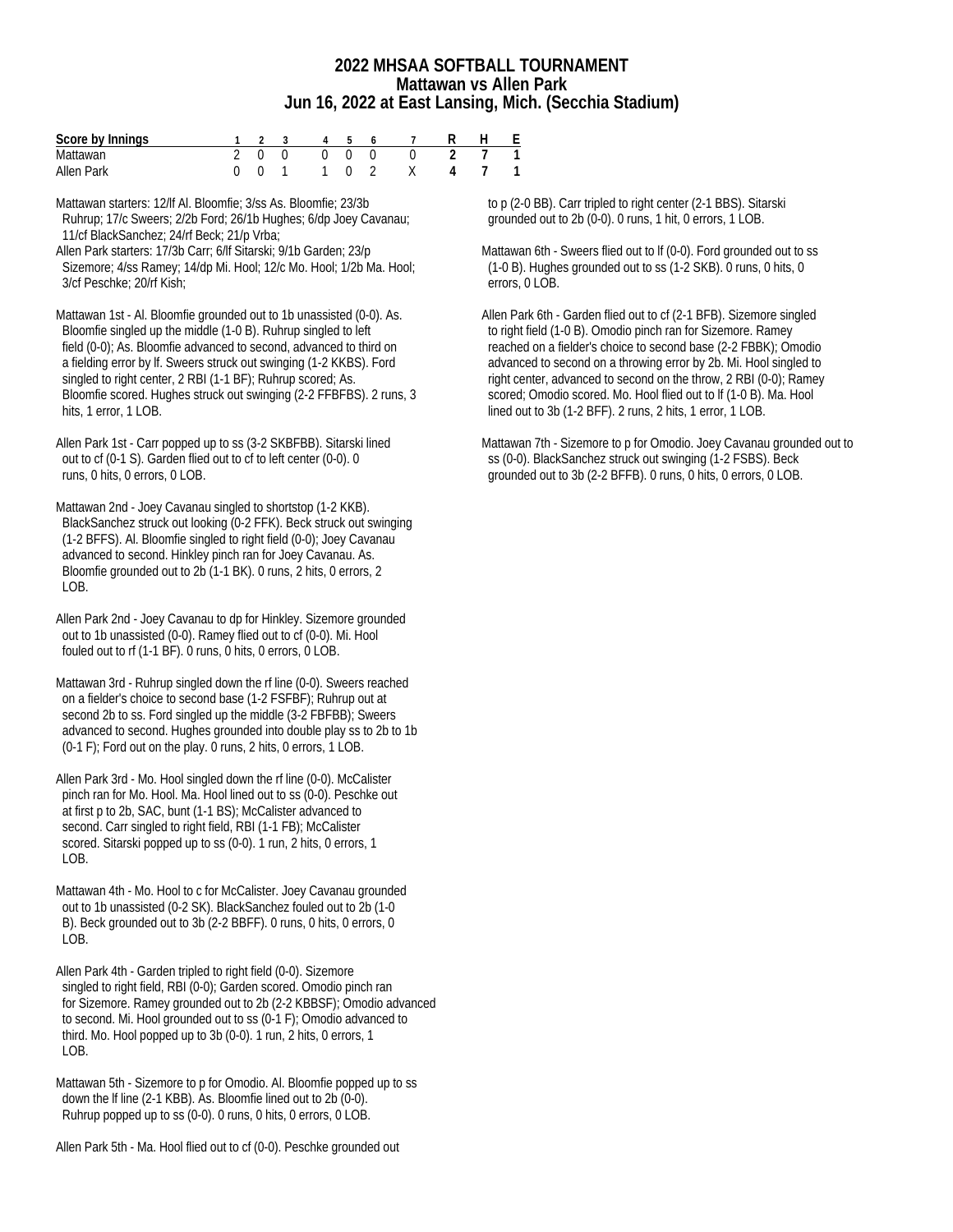# 2022 MHSAA SOFTBALL TOURNAMENT
## Mattawan vs Allen Park
## Jun 16, 2022 at East Lansing, Mich. (Secchia Stadium)

| Score by Innings | 1 | 2 | 3 | 4 | 5 | 6 | 7 | R | H | E |
|---|---|---|---|---|---|---|---|---|---|---|
| Mattawan | 2 | 0 | 0 | 0 | 0 | 0 | 0 | 2 | 7 | 1 |
| Allen Park | 0 | 0 | 1 | 1 | 0 | 2 | X | 4 | 7 | 1 |

Mattawan starters: 12/lf Al. Bloomfie; 3/ss As. Bloomfie; 23/3b Ruhrup; 17/c Sweers; 2/2b Ford; 26/1b Hughes; 6/dp Joey Cavanau; 11/cf BlackSanchez; 24/rf Beck; 21/p Vrba;

Allen Park starters: 17/3b Carr; 6/lf Sitarski; 9/1b Garden; 23/p Sizemore; 4/ss Ramey; 14/dp Mi. Hool; 12/c Mo. Hool; 1/2b Ma. Hool; 3/cf Peschke; 20/rf Kish;

Mattawan 1st - Al. Bloomfie grounded out to 1b unassisted (0-0). As. Bloomfie singled up the middle (1-0 B). Ruhrup singled to left field (0-0); As. Bloomfie advanced to second, advanced to third on a fielding error by lf. Sweers struck out swinging (1-2 KKBS). Ford singled to right center, 2 RBI (1-1 BF); Ruhrup scored; As. Bloomfie scored. Hughes struck out swinging (2-2 FFBFBS). 2 runs, 3 hits, 1 error, 1 LOB.

Allen Park 1st - Carr popped up to ss (3-2 SKBFBB). Sitarski lined out to cf (0-1 S). Garden flied out to cf to left center (0-0). 0 runs, 0 hits, 0 errors, 0 LOB.

Mattawan 2nd - Joey Cavanau singled to shortstop (1-2 KKB). BlackSanchez struck out looking (0-2 FFK). Beck struck out swinging (1-2 BFFS). Al. Bloomfie singled to right field (0-0); Joey Cavanau advanced to second. Hinkley pinch ran for Joey Cavanau. As. Bloomfie grounded out to 2b (1-1 BK). 0 runs, 2 hits, 0 errors, 2 LOB.

Allen Park 2nd - Joey Cavanau to dp for Hinkley. Sizemore grounded out to 1b unassisted (0-0). Ramey flied out to cf (0-0). Mi. Hool fouled out to rf (1-1 BF). 0 runs, 0 hits, 0 errors, 0 LOB.

Mattawan 3rd - Ruhrup singled down the rf line (0-0). Sweers reached on a fielder's choice to second base (1-2 FSFBF); Ruhrup out at second 2b to ss. Ford singled up the middle (3-2 FBFBB); Sweers advanced to second. Hughes grounded into double play ss to 2b to 1b (0-1 F); Ford out on the play. 0 runs, 2 hits, 0 errors, 1 LOB.

Allen Park 3rd - Mo. Hool singled down the rf line (0-0). McCalister pinch ran for Mo. Hool. Ma. Hool lined out to ss (0-0). Peschke out at first p to 2b, SAC, bunt (1-1 BS); McCalister advanced to second. Carr singled to right field, RBI (1-1 FB); McCalister scored. Sitarski popped up to ss (0-0). 1 run, 2 hits, 0 errors, 1 LOB.

Mattawan 4th - Mo. Hool to c for McCalister. Joey Cavanau grounded out to 1b unassisted (0-2 SK). BlackSanchez fouled out to 2b (1-0 B). Beck grounded out to 3b (2-2 BBFF). 0 runs, 0 hits, 0 errors, 0 LOB.

Allen Park 4th - Garden tripled to right field (0-0). Sizemore singled to right field, RBI (0-0); Garden scored. Omodio pinch ran for Sizemore. Ramey grounded out to 2b (2-2 KBBSF); Omodio advanced to second. Mi. Hool grounded out to ss (0-1 F); Omodio advanced to third. Mo. Hool popped up to 3b (0-0). 1 run, 2 hits, 0 errors, 1 LOB.

Mattawan 5th - Sizemore to p for Omodio. Al. Bloomfie popped up to ss down the lf line (2-1 KBB). As. Bloomfie lined out to 2b (0-0). Ruhrup popped up to ss (0-0). 0 runs, 0 hits, 0 errors, 0 LOB.

Allen Park 5th - Ma. Hool flied out to cf (0-0). Peschke grounded out to p (2-0 BB). Carr tripled to right center (2-1 BBS). Sitarski grounded out to 2b (0-0). 0 runs, 1 hit, 0 errors, 1 LOB.

Mattawan 6th - Sweers flied out to lf (0-0). Ford grounded out to ss (1-0 B). Hughes grounded out to ss (1-2 SKB). 0 runs, 0 hits, 0 errors, 0 LOB.

Allen Park 6th - Garden flied out to cf (2-1 BFB). Sizemore singled to right field (1-0 B). Omodio pinch ran for Sizemore. Ramey reached on a fielder's choice to second base (2-2 FBBK); Omodio advanced to second on a throwing error by 2b. Mi. Hool singled to right center, advanced to second on the throw, 2 RBI (0-0); Ramey scored; Omodio scored. Mo. Hool flied out to lf (1-0 B). Ma. Hool lined out to 3b (1-2 BFF). 2 runs, 2 hits, 1 error, 1 LOB.

Mattawan 7th - Sizemore to p for Omodio. Joey Cavanau grounded out to ss (0-0). BlackSanchez struck out swinging (1-2 FSBS). Beck grounded out to 3b (2-2 BFFB). 0 runs, 0 hits, 0 errors, 0 LOB.